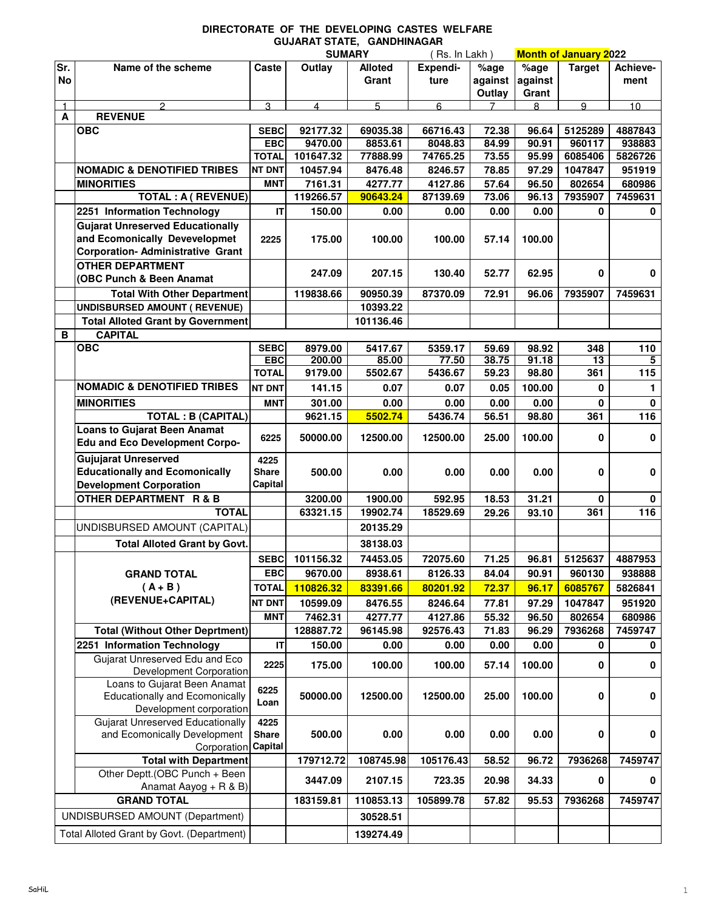**DIRECTORATE OF THE DEVELOPING CASTES WELFARE**
**GUJARAT STATE, GANDHINAGAR**

**SUMARY** ( Rs. In Lakh ) **Month of January 2022**

| Sr. No | Name of the scheme | Caste | Outlay | Alloted Grant | Expendi-ture | %age against Outlay | %age against Grant | Target | Achieve-ment |
|---|---|---|---|---|---|---|---|---|---|
| 1 | 2 | 3 | 4 | 5 | 6 | 7 | 8 | 9 | 10 |
| A | REVENUE | | | | | | | | |
| | OBC | SEBC | 92177.32 | 69035.38 | 66716.43 | 72.38 | 96.64 | 5125289 | 4887843 |
| | | EBC | 9470.00 | 8853.61 | 8048.83 | 84.99 | 90.91 | 960117 | 938883 |
| | | TOTAL | 101647.32 | 77888.99 | 74765.25 | 73.55 | 95.99 | 6085406 | 5826726 |
| | NOMADIC & DENOTIFIED TRIBES | NT DNT | 10457.94 | 8476.48 | 8246.57 | 78.85 | 97.29 | 1047847 | 951919 |
| | MINORITIES | MNT | 7161.31 | 4277.77 | 4127.86 | 57.64 | 96.50 | 802654 | 680986 |
| | TOTAL : A ( REVENUE) | | 119266.57 | 90643.24 | 87139.69 | 73.06 | 96.13 | 7935907 | 7459631 |
| | 2251 Information Technology | IT | 150.00 | 0.00 | 0.00 | 0.00 | 0.00 | 0 | 0 |
| | Gujarat Unreserved Educationally and Ecomonically Develop­ment Corporation- Administrative Grant | 2225 | 175.00 | 100.00 | 100.00 | 57.14 | 100.00 | | |
| | OTHER DEPARTMENT (OBC Punch & Been Anamat | | 247.09 | 207.15 | 130.40 | 52.77 | 62.95 | 0 | 0 |
| | Total With Other Department | | 119838.66 | 90950.39 | 87370.09 | 72.91 | 96.06 | 7935907 | 7459631 |
| | UNDISBURSED AMOUNT ( REVENUE) | | | 10393.22 | | | | | |
| | Total Alloted Grant by Government | | | 101136.46 | | | | | |
| B | CAPITAL | | | | | | | | |
| | OBC | SEBC | 8979.00 | 5417.67 | 5359.17 | 59.69 | 98.92 | 348 | 110 |
| | | EBC | 200.00 | 85.00 | 77.50 | 38.75 | 91.18 | 13 | 5 |
| | | TOTAL | 9179.00 | 5502.67 | 5436.67 | 59.23 | 98.80 | 361 | 115 |
| | NOMADIC & DENOTIFIED TRIBES | NT DNT | 141.15 | 0.07 | 0.07 | 0.05 | 100.00 | 0 | 1 |
| | MINORITIES | MNT | 301.00 | 0.00 | 0.00 | 0.00 | 0.00 | 0 | 0 |
| | TOTAL : B (CAPITAL) | | 9621.15 | 5502.74 | 5436.74 | 56.51 | 98.80 | 361 | 116 |
| | Loans to Gujarat Been Anamat Edu and Eco Development Corpo- | 6225 | 50000.00 | 12500.00 | 12500.00 | 25.00 | 100.00 | 0 | 0 |
| | Gujujarat Unreserved Educationally and Ecomonically Development Corporation | 4225 Share Capital | 500.00 | 0.00 | 0.00 | 0.00 | 0.00 | 0 | 0 |
| | OTHER DEPARTMENT R & B | | 3200.00 | 1900.00 | 592.95 | 18.53 | 31.21 | 0 | 0 |
| | TOTAL | | 63321.15 | 19902.74 | 18529.69 | 29.26 | 93.10 | 361 | 116 |
| | UNDISBURSED AMOUNT (CAPITAL) | | | 20135.29 | | | | | |
| | Total Alloted Grant by Govt. | | | 38138.03 | | | | | |
| | GRAND TOTAL ( A + B ) (REVENUE+CAPITAL) | SEBC | 101156.32 | 74453.05 | 72075.60 | 71.25 | 96.81 | 5125637 | 4887953 |
| | | EBC | 9670.00 | 8938.61 | 8126.33 | 84.04 | 90.91 | 960130 | 938888 |
| | | TOTAL | 110826.32 | 83391.66 | 80201.92 | 72.37 | 96.17 | 6085767 | 5826841 |
| | | NT DNT | 10599.09 | 8476.55 | 8246.64 | 77.81 | 97.29 | 1047847 | 951920 |
| | | MNT | 7462.31 | 4277.77 | 4127.86 | 55.32 | 96.50 | 802654 | 680986 |
| | Total (Without Other Deprtment) | | 128887.72 | 96145.98 | 92576.43 | 71.83 | 96.29 | 7936268 | 7459747 |
| | 2251 Information Technology | IT | 150.00 | 0.00 | 0.00 | 0.00 | 0.00 | 0 | 0 |
| | Gujarat Unreserved Edu and Eco Development Corporation | 2225 | 175.00 | 100.00 | 100.00 | 57.14 | 100.00 | 0 | 0 |
| | Loans to Gujarat Been Anamat Educationally and Ecomonically Development corporation | 6225 Loan | 50000.00 | 12500.00 | 12500.00 | 25.00 | 100.00 | 0 | 0 |
| | Gujarat Unreserved Educationally and Ecomonically Development Corporation | 4225 Share Capital | 500.00 | 0.00 | 0.00 | 0.00 | 0.00 | 0 | 0 |
| | Total with Department | | 179712.72 | 108745.98 | 105176.43 | 58.52 | 96.72 | 7936268 | 7459747 |
| | Other Deptt.(OBC Punch + Been Anamat Aayog + R & B) | | 3447.09 | 2107.15 | 723.35 | 20.98 | 34.33 | 0 | 0 |
| | GRAND TOTAL | | 183159.81 | 110853.13 | 105899.78 | 57.82 | 95.53 | 7936268 | 7459747 |
| | UNDISBURSED AMOUNT (Department) | | | 30528.51 | | | | | |
| | Total Alloted Grant by Govt. (Department) | | | 139274.49 | | | | | |

SaHiL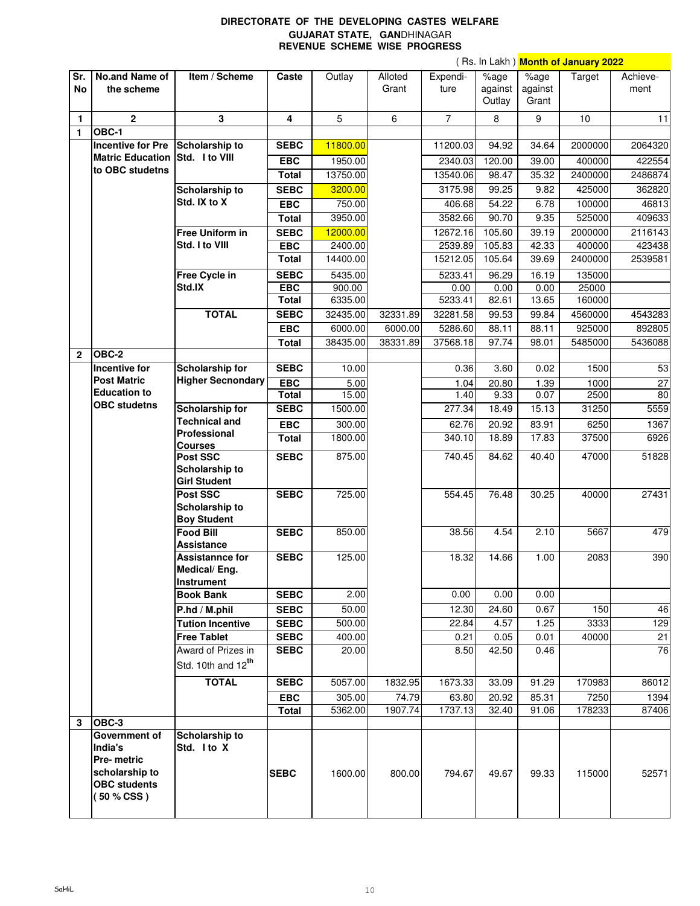**DIRECTORATE OF THE DEVELOPING CASTES WELFARE**
**GUJARAT STATE, GANDHINAGAR**
**REVENUE SCHEME WISE PROGRESS**

( Rs. In Lakh ) **Month of January 2022**

| Sr. No | No.and Name of the scheme | Item / Scheme | Caste | Outlay | Alloted Grant | Expendi-ture | %age against Outlay | %age against Grant | Target | Achieve-ment |
|---|---|---|---|---|---|---|---|---|---|---|
| 1 | 2 | 3 | 4 | 5 | 6 | 7 | 8 | 9 | 10 | 11 |
| 1 | **OBC-1** | | | | | | | | | |
| | **Incentive for Pre Matric Education to OBC studetns** | **Scholarship to Std. I to VIII** | **SEBC** | 11800.00 | | 11200.03 | 94.92 | 34.64 | 2000000 | 2064320 |
| | | | **EBC** | 1950.00 | | 2340.03 | 120.00 | 39.00 | 400000 | 422554 |
| | | | **Total** | 13750.00 | | 13540.06 | 98.47 | 35.32 | 2400000 | 2486874 |
| | | **Scholarship to Std. IX to X** | **SEBC** | 3200.00 | | 3175.98 | 99.25 | 9.82 | 425000 | 362820 |
| | | | **EBC** | 750.00 | | 406.68 | 54.22 | 6.78 | 100000 | 46813 |
| | | | **Total** | 3950.00 | | 3582.66 | 90.70 | 9.35 | 525000 | 409633 |
| | | **Free Uniform in Std. I to VIII** | **SEBC** | 12000.00 | | 12672.16 | 105.60 | 39.19 | 2000000 | 2116143 |
| | | | **EBC** | 2400.00 | | 2539.89 | 105.83 | 42.33 | 400000 | 423438 |
| | | | **Total** | 14400.00 | | 15212.05 | 105.64 | 39.69 | 2400000 | 2539581 |
| | | **Free Cycle in Std.IX** | **SEBC** | 5435.00 | | 5233.41 | 96.29 | 16.19 | 135000 | |
| | | | **EBC** | 900.00 | | 0.00 | 0.00 | 0.00 | 25000 | |
| | | | **Total** | 6335.00 | | 5233.41 | 82.61 | 13.65 | 160000 | |
| | | **TOTAL** | **SEBC** | 32435.00 | 32331.89 | 32281.58 | 99.53 | 99.84 | 4560000 | 4543283 |
| | | | **EBC** | 6000.00 | 6000.00 | 5286.60 | 88.11 | 88.11 | 925000 | 892805 |
| | | | **Total** | 38435.00 | 38331.89 | 37568.18 | 97.74 | 98.01 | 5485000 | 5436088 |
| 2 | **OBC-2** | | | | | | | | | |
| | **Incentive for Post Matric Education to OBC studetns** | **Scholarship for Higher Secnondary** | **SEBC** | 10.00 | | 0.36 | 3.60 | 0.02 | 1500 | 53 |
| | | | **EBC** | 5.00 | | 1.04 | 20.80 | 1.39 | 1000 | 27 |
| | | | **Total** | 15.00 | | 1.40 | 9.33 | 0.07 | 2500 | 80 |
| | | **Scholarship for Technical and Professional Courses** | **SEBC** | 1500.00 | | 277.34 | 18.49 | 15.13 | 31250 | 5559 |
| | | | **EBC** | 300.00 | | 62.76 | 20.92 | 83.91 | 6250 | 1367 |
| | | | **Total** | 1800.00 | | 340.10 | 18.89 | 17.83 | 37500 | 6926 |
| | | **Post SSC Scholarship to Girl Student** | **SEBC** | 875.00 | | 740.45 | 84.62 | 40.40 | 47000 | 51828 |
| | | **Post SSC Scholarship to Boy Student** | **SEBC** | 725.00 | | 554.45 | 76.48 | 30.25 | 40000 | 27431 |
| | | **Food Bill Assistance** | **SEBC** | 850.00 | | 38.56 | 4.54 | 2.10 | 5667 | 479 |
| | | **Assistannce for Medical/ Eng. Instrument** | **SEBC** | 125.00 | | 18.32 | 14.66 | 1.00 | 2083 | 390 |
| | | **Book Bank** | **SEBC** | 2.00 | | 0.00 | 0.00 | 0.00 | | |
| | | **P.hd / M.phil** | **SEBC** | 50.00 | | 12.30 | 24.60 | 0.67 | 150 | 46 |
| | | **Tution Incentive** | **SEBC** | 500.00 | | 22.84 | 4.57 | 1.25 | 3333 | 129 |
| | | **Free Tablet** | **SEBC** | 400.00 | | 0.21 | 0.05 | 0.01 | 40000 | 21 |
| | | Award of Prizes in Std. 10th and 12th | **SEBC** | 20.00 | | 8.50 | 42.50 | 0.46 | | 76 |
| | | **TOTAL** | **SEBC** | 5057.00 | 1832.95 | 1673.33 | 33.09 | 91.29 | 170983 | 86012 |
| | | | **EBC** | 305.00 | 74.79 | 63.80 | 20.92 | 85.31 | 7250 | 1394 |
| | | | **Total** | 5362.00 | 1907.74 | 1737.13 | 32.40 | 91.06 | 178233 | 87406 |
| 3 | **OBC-3** | | | | | | | | | |
| | **Government of India's Pre- metric scholarship to OBC students ( 50 % CSS )** | **Scholarship to Std. I to X** | **SEBC** | 1600.00 | 800.00 | 794.67 | 49.67 | 99.33 | 115000 | 52571 |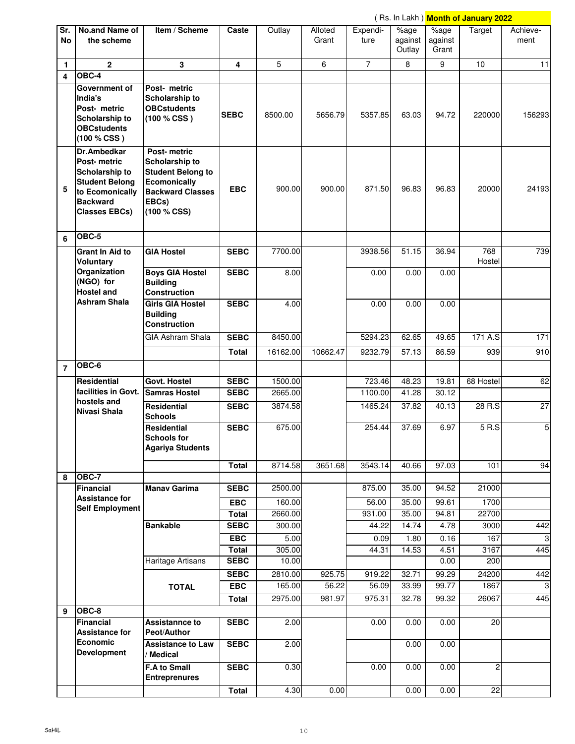( Rs. In Lakh ) **Month of January 2022**

| Sr. No | No.and Name of the scheme | Item / Scheme | Caste | Outlay | Alloted Grant | Expendi-ture | %age against Outlay | %age against Grant | Target | Achieve-ment |
|---|---|---|---|---|---|---|---|---|---|---|
| 1 | 2 | 3 | 4 | 5 | 6 | 7 | 8 | 9 | 10 | 11 |
| 4 | **OBC-4** | | | | | | | | | |
| | **Government of India's Post- metric Scholarship to OBCstudents (100 % CSS )** | **Post- metric Scholarship to OBCstudents (100 % CSS )** | **SEBC** | 8500.00 | 5656.79 | 5357.85 | 63.03 | 94.72 | 220000 | 156293 |
| 5 | **Dr.Ambedkar Post- metric Scholarship to Student Belong to Ecomonically Backward Classes EBCs)** | **Post- metric Scholarship to Student Belong to Ecomonically Backward Classes EBCs) (100 % CSS)** | **EBC** | 900.00 | 900.00 | 871.50 | 96.83 | 96.83 | 20000 | 24193 |
| 6 | **OBC-5** | | | | | | | | | |
| | **Grant In Aid to Voluntary Organization (NGO) for Hostel and Ashram Shala** | **GIA Hostel** | **SEBC** | 7700.00 | | 3938.56 | 51.15 | 36.94 | 768 Hostel | 739 |
| | | **Boys GIA Hostel Building Construction** | **SEBC** | 8.00 | | 0.00 | 0.00 | 0.00 | | |
| | | **Girls GIA Hostel Building Construction** | **SEBC** | 4.00 | | 0.00 | 0.00 | 0.00 | | |
| | | GIA Ashram Shala | **SEBC** | 8450.00 | | 5294.23 | 62.65 | 49.65 | 171 A.S | 171 |
| | | | **Total** | 16162.00 | 10662.47 | 9232.79 | 57.13 | 86.59 | 939 | 910 |
| 7 | **OBC-6** | | | | | | | | | |
| | **Residential facilities in Govt. hostels and Nivasi Shala** | **Govt. Hostel** | **SEBC** | 1500.00 | | 723.46 | 48.23 | 19.81 | 68 Hostel | 62 |
| | | **Samras Hostel** | **SEBC** | 2665.00 | | 1100.00 | 41.28 | 30.12 | | |
| | | **Residential Schools** | **SEBC** | 3874.58 | | 1465.24 | 37.82 | 40.13 | 28 R.S | 27 |
| | | **Residential Schools for Agariya Students** | **SEBC** | 675.00 | | 254.44 | 37.69 | 6.97 | 5 R.S | 5 |
| | | | **Total** | 8714.58 | 3651.68 | 3543.14 | 40.66 | 97.03 | 101 | 94 |
| 8 | **OBC-7** | | | | | | | | | |
| | **Financial Assistance for Self Employment** | **Manav Garima** | **SEBC** | 2500.00 | | 875.00 | 35.00 | 94.52 | 21000 | |
| | | | **EBC** | 160.00 | | 56.00 | 35.00 | 99.61 | 1700 | |
| | | | **Total** | 2660.00 | | 931.00 | 35.00 | 94.81 | 22700 | |
| | | **Bankable** | **SEBC** | 300.00 | | 44.22 | 14.74 | 4.78 | 3000 | 442 |
| | | | **EBC** | 5.00 | | 0.09 | 1.80 | 0.16 | 167 | 3 |
| | | | **Total** | 305.00 | | 44.31 | 14.53 | 4.51 | 3167 | 445 |
| | | Haritage Artisans | **SEBC** | 10.00 | | | | 0.00 | 200 | |
| | | **TOTAL** | **SEBC** | 2810.00 | 925.75 | 919.22 | 32.71 | 99.29 | 24200 | 442 |
| | | | **EBC** | 165.00 | 56.22 | 56.09 | 33.99 | 99.77 | 1867 | 3 |
| | | | **Total** | 2975.00 | 981.97 | 975.31 | 32.78 | 99.32 | 26067 | 445 |
| 9 | **OBC-8** | | | | | | | | | |
| | **Financial Assistance for Economic Development** | **Assistannce to Peot/Author** | **SEBC** | 2.00 | | 0.00 | 0.00 | 0.00 | 20 | |
| | | **Assistance to Law / Medical** | **SEBC** | 2.00 | | | 0.00 | 0.00 | | |
| | | **F.A to Small Entreprenures** | **SEBC** | 0.30 | | 0.00 | 0.00 | 0.00 | 2 | |
| | | | **Total** | 4.30 | 0.00 | | 0.00 | 0.00 | 22 | |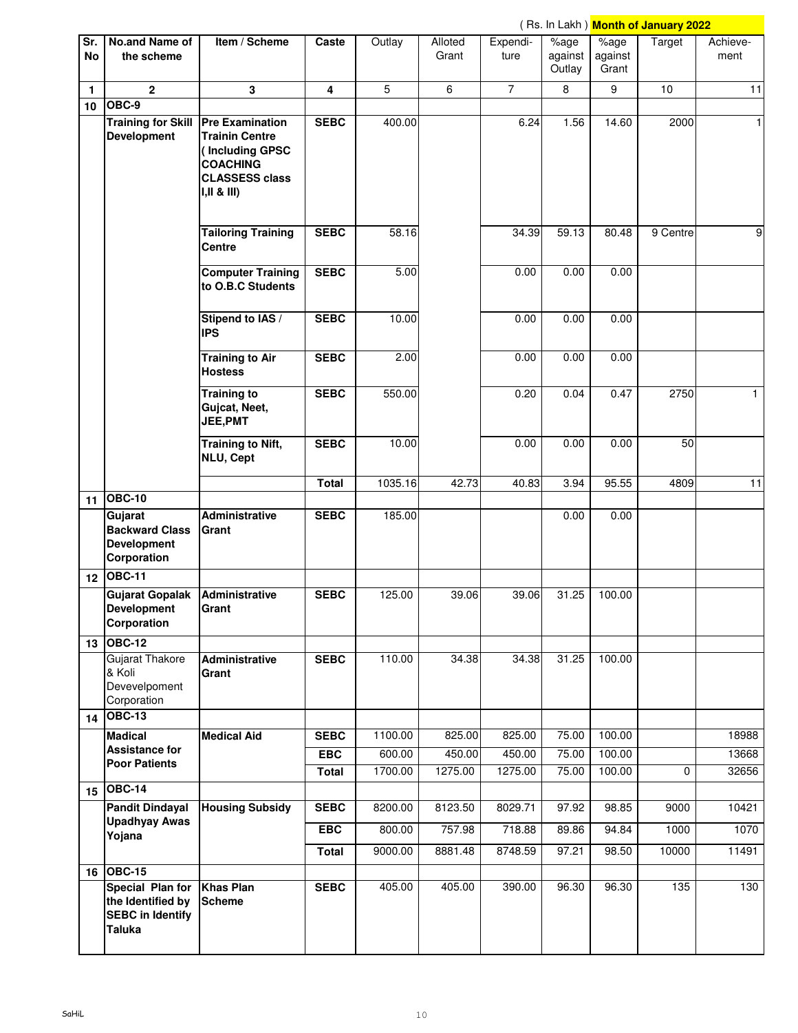( Rs. In Lakh ) **Month of January 2022**

| Sr. No | No.and Name of the scheme | Item / Scheme | Caste | Outlay | Alloted Grant | Expendi-ture | %age against Outlay | %age against Grant | Target | Achieve-ment |
|---|---|---|---|---|---|---|---|---|---|---|
| 1 | 2 | 3 | 4 | 5 | 6 | 7 | 8 | 9 | 10 | 11 |
| 10 | **OBC-9** | | | | | | | | | |
| | **Training for Skill Development** | **Pre Examination Trainin Centre ( Including GPSC COACHING CLASSESS class I,II & III)** | **SEBC** | 400.00 | | 6.24 | 1.56 | 14.60 | 2000 | 1 |
| | | **Tailoring Training Centre** | **SEBC** | 58.16 | | 34.39 | 59.13 | 80.48 | 9 Centre | 9 |
| | | **Computer Training to O.B.C Students** | **SEBC** | 5.00 | | 0.00 | 0.00 | 0.00 | | |
| | | **Stipend to IAS / IPS** | **SEBC** | 10.00 | | 0.00 | 0.00 | 0.00 | | |
| | | **Training to Air Hostess** | **SEBC** | 2.00 | | 0.00 | 0.00 | 0.00 | | |
| | | **Training to Gujcat, Neet, JEE,PMT** | **SEBC** | 550.00 | | 0.20 | 0.04 | 0.47 | 2750 | 1 |
| | | **Training to Nift, NLU, Cept** | **SEBC** | 10.00 | | 0.00 | 0.00 | 0.00 | 50 | |
| | | | **Total** | 1035.16 | 42.73 | 40.83 | 3.94 | 95.55 | 4809 | 11 |
| 11 | **OBC-10** | | | | | | | | | |
| | **Gujarat Backward Class Development Corporation** | **Administrative Grant** | **SEBC** | 185.00 | | | 0.00 | 0.00 | | |
| 12 | **OBC-11** | | | | | | | | | |
| | **Gujarat Gopalak Development Corporation** | **Administrative Grant** | **SEBC** | 125.00 | 39.06 | 39.06 | 31.25 | 100.00 | | |
| 13 | **OBC-12** | | | | | | | | | |
| | Gujarat Thakore & Koli Devevelpoment Corporation | **Administrative Grant** | **SEBC** | 110.00 | 34.38 | 34.38 | 31.25 | 100.00 | | |
| 14 | **OBC-13** | | | | | | | | | |
| | **Madical Assistance for Poor Patients** | **Medical Aid** | **SEBC** | 1100.00 | 825.00 | 825.00 | 75.00 | 100.00 | | 18988 |
| | | | **EBC** | 600.00 | 450.00 | 450.00 | 75.00 | 100.00 | | 13668 |
| | | | **Total** | 1700.00 | 1275.00 | 1275.00 | 75.00 | 100.00 | 0 | 32656 |
| 15 | **OBC-14** | | | | | | | | | |
| | **Pandit Dindayal Upadhyay Awas Yojana** | **Housing Subsidy** | **SEBC** | 8200.00 | 8123.50 | 8029.71 | 97.92 | 98.85 | 9000 | 10421 |
| | | | **EBC** | 800.00 | 757.98 | 718.88 | 89.86 | 94.84 | 1000 | 1070 |
| | | | **Total** | 9000.00 | 8881.48 | 8748.59 | 97.21 | 98.50 | 10000 | 11491 |
| 16 | **OBC-15** | | | | | | | | | |
| | **Special Plan for the Identified by SEBC in Identify Taluka** | **Khas Plan Scheme** | **SEBC** | 405.00 | 405.00 | 390.00 | 96.30 | 96.30 | 135 | 130 |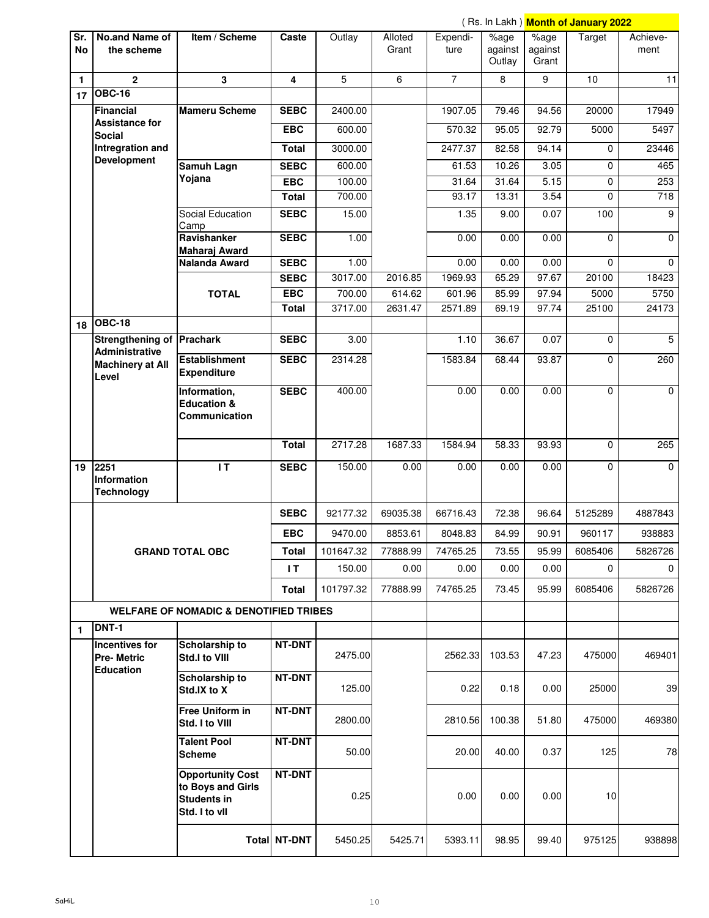( Rs. In Lakh ) **Month of January 2022**

| Sr. No | No.and Name of the scheme | Item / Scheme | Caste | Outlay | Alloted Grant | Expendi-ture | %age against Outlay | %age against Grant | Target | Achieve-ment |
|---|---|---|---|---|---|---|---|---|---|---|
| 1 | 2 | 3 | 4 | 5 | 6 | 7 | 8 | 9 | 10 | 11 |
| 17 | **OBC-16** | | | | | | | | | |
| | **Financial Assistance for Social Intregration and Development** | **Mameru Scheme** | **SEBC** | 2400.00 | | 1907.05 | 79.46 | 94.56 | 20000 | 17949 |
| | | | **EBC** | 600.00 | | 570.32 | 95.05 | 92.79 | 5000 | 5497 |
| | | | **Total** | 3000.00 | | 2477.37 | 82.58 | 94.14 | 0 | 23446 |
| | | **Samuh Lagn Yojana** | **SEBC** | 600.00 | | 61.53 | 10.26 | 3.05 | 0 | 465 |
| | | | **EBC** | 100.00 | | 31.64 | 31.64 | 5.15 | 0 | 253 |
| | | | **Total** | 700.00 | | 93.17 | 13.31 | 3.54 | 0 | 718 |
| | | Social Education Camp | **SEBC** | 15.00 | | 1.35 | 9.00 | 0.07 | 100 | 9 |
| | | **Ravishanker Maharaj Award** | **SEBC** | 1.00 | | 0.00 | 0.00 | 0.00 | 0 | 0 |
| | | **Nalanda Award** | **SEBC** | 1.00 | | 0.00 | 0.00 | 0.00 | 0 | 0 |
| | | **TOTAL** | **SEBC** | 3017.00 | 2016.85 | 1969.93 | 65.29 | 97.67 | 20100 | 18423 |
| | | | **EBC** | 700.00 | 614.62 | 601.96 | 85.99 | 97.94 | 5000 | 5750 |
| | | | **Total** | 3717.00 | 2631.47 | 2571.89 | 69.19 | 97.74 | 25100 | 24173 |
| 18 | **OBC-18** | | | | | | | | | |
| | **Strengthening of Administrative Machinery at All Level** | **Prachark** | **SEBC** | 3.00 | | 1.10 | 36.67 | 0.07 | 0 | 5 |
| | | **Establishment Expenditure** | **SEBC** | 2314.28 | | 1583.84 | 68.44 | 93.87 | 0 | 260 |
| | | **Information, Education & Communication** | **SEBC** | 400.00 | | 0.00 | 0.00 | 0.00 | 0 | 0 |
| | | | **Total** | 2717.28 | 1687.33 | 1584.94 | 58.33 | 93.93 | 0 | 265 |
| 19 | **2251 Information Technology** | **I T** | **SEBC** | 150.00 | 0.00 | 0.00 | 0.00 | 0.00 | 0 | 0 |
| | **GRAND TOTAL OBC** | | **SEBC** | 92177.32 | 69035.38 | 66716.43 | 72.38 | 96.64 | 5125289 | 4887843 |
| | | | **EBC** | 9470.00 | 8853.61 | 8048.83 | 84.99 | 90.91 | 960117 | 938883 |
| | | | **Total** | 101647.32 | 77888.99 | 74765.25 | 73.55 | 95.99 | 6085406 | 5826726 |
| | | | **I T** | 150.00 | 0.00 | 0.00 | 0.00 | 0.00 | 0 | 0 |
| | | | **Total** | 101797.32 | 77888.99 | 74765.25 | 73.45 | 95.99 | 6085406 | 5826726 |
| | **WELFARE OF NOMADIC & DENOTIFIED TRIBES** | | | | | | | | | |
| 1 | **DNT-1** | | | | | | | | | |
| | **Incentives for Pre- Metric Education** | **Scholarship to Std.I to VIII** | **NT-DNT** | 2475.00 | | 2562.33 | 103.53 | 47.23 | 475000 | 469401 |
| | | **Scholarship to Std.IX to X** | **NT-DNT** | 125.00 | | 0.22 | 0.18 | 0.00 | 25000 | 39 |
| | | **Free Uniform in Std. I to VIII** | **NT-DNT** | 2800.00 | | 2810.56 | 100.38 | 51.80 | 475000 | 469380 |
| | | **Talent Pool Scheme** | **NT-DNT** | 50.00 | | 20.00 | 40.00 | 0.37 | 125 | 78 |
| | | **Opportunity Cost to Boys and Girls Students in Std. I to vII** | **NT-DNT** | 0.25 | | 0.00 | 0.00 | 0.00 | 10 | |
| | | **Total** | **NT-DNT** | 5450.25 | 5425.71 | 5393.11 | 98.95 | 99.40 | 975125 | 938898 |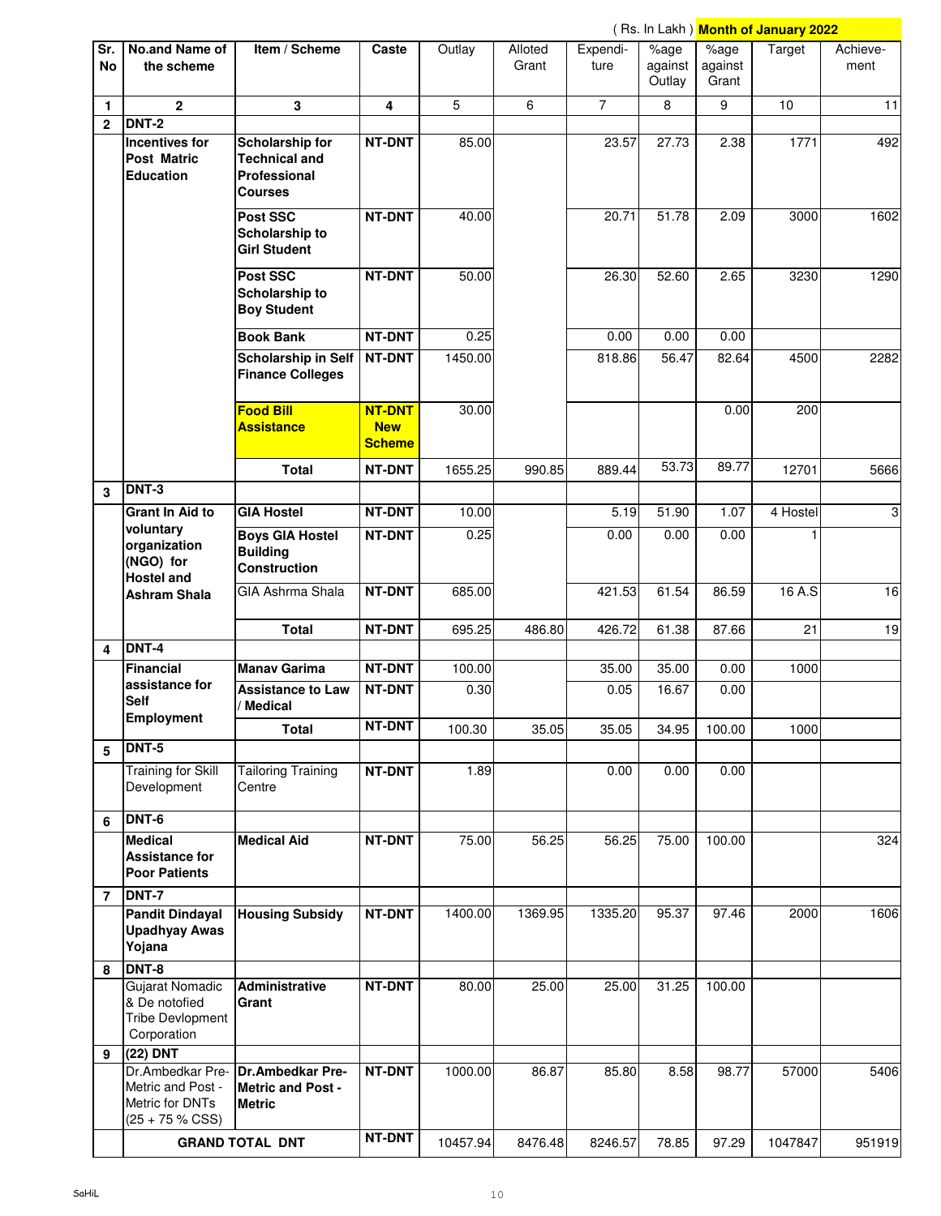( Rs. In Lakh ) **Month of January 2022**

| Sr. No | No.and Name of the scheme | Item / Scheme | Caste | Outlay | Alloted Grant | Expendi-ture | %age against Outlay | %age against Grant | Target | Achieve-ment |
|---|---|---|---|---|---|---|---|---|---|---|
| 1 | 2 | 3 | 4 | 5 | 6 | 7 | 8 | 9 | 10 | 11 |
| 2 | **DNT-2** | | | | | | | | | |
| | **Incentives for Post Matric Education** | **Scholarship for Technical and Professional Courses** | **NT-DNT** | 85.00 | | 23.57 | 27.73 | 2.38 | 1771 | 492 |
| | | **Post SSC Scholarship to Girl Student** | **NT-DNT** | 40.00 | | 20.71 | 51.78 | 2.09 | 3000 | 1602 |
| | | **Post SSC Scholarship to Boy Student** | **NT-DNT** | 50.00 | | 26.30 | 52.60 | 2.65 | 3230 | 1290 |
| | | **Book Bank** | **NT-DNT** | 0.25 | | 0.00 | 0.00 | 0.00 | | |
| | | **Scholarship in Self Finance Colleges** | **NT-DNT** | 1450.00 | | 818.86 | 56.47 | 82.64 | 4500 | 2282 |
| | | **Food Bill Assistance** | **NT-DNT New Scheme** | 30.00 | | | | 0.00 | 200 | |
| | | **Total** | **NT-DNT** | 1655.25 | 990.85 | 889.44 | 53.73 | 89.77 | 12701 | 5666 |
| 3 | **DNT-3** | | | | | | | | | |
| | **Grant In Aid to voluntary organization (NGO) for Hostel and Ashram Shala** | **GIA Hostel** | **NT-DNT** | 10.00 | | 5.19 | 51.90 | 1.07 | 4 Hostel | 3 |
| | | **Boys GIA Hostel Building Construction** | **NT-DNT** | 0.25 | | 0.00 | 0.00 | 0.00 | 1 | |
| | | GIA Ashrma Shala | **NT-DNT** | 685.00 | | 421.53 | 61.54 | 86.59 | 16 A.S | 16 |
| | | **Total** | **NT-DNT** | 695.25 | 486.80 | 426.72 | 61.38 | 87.66 | 21 | 19 |
| 4 | **DNT-4** | | | | | | | | | |
| | **Financial assistance for Self Employment** | **Manav Garima** | **NT-DNT** | 100.00 | | 35.00 | 35.00 | 0.00 | 1000 | |
| | | **Assistance to Law / Medical** | **NT-DNT** | 0.30 | | 0.05 | 16.67 | 0.00 | | |
| | | **Total** | **NT-DNT** | 100.30 | 35.05 | 35.05 | 34.95 | 100.00 | 1000 | |
| 5 | **DNT-5** | | | | | | | | | |
| | Training for Skill Development | Tailoring Training Centre | **NT-DNT** | 1.89 | | 0.00 | 0.00 | 0.00 | | |
| 6 | **DNT-6** | | | | | | | | | |
| | **Medical Assistance for Poor Patients** | **Medical Aid** | **NT-DNT** | 75.00 | 56.25 | 56.25 | 75.00 | 100.00 | | 324 |
| 7 | **DNT-7** | | | | | | | | | |
| | **Pandit Dindayal Upadhyay Awas Yojana** | **Housing Subsidy** | **NT-DNT** | 1400.00 | 1369.95 | 1335.20 | 95.37 | 97.46 | 2000 | 1606 |
| 8 | **DNT-8** | | | | | | | | | |
| | Gujarat Nomadic & De notofied Tribe Devlopment Corporation | **Administrative Grant** | **NT-DNT** | 80.00 | 25.00 | 25.00 | 31.25 | 100.00 | | |
| 9 | **(22) DNT** | | | | | | | | | |
| | Dr.Ambedkar Pre-Metric and Post -Metric for DNTs (25 + 75 % CSS) | **Dr.Ambedkar Pre-Metric and Post -Metric** | **NT-DNT** | 1000.00 | 86.87 | 85.80 | 8.58 | 98.77 | 57000 | 5406 |
| | **GRAND TOTAL DNT** | | **NT-DNT** | 10457.94 | 8476.48 | 8246.57 | 78.85 | 97.29 | 1047847 | 951919 |

SaHiL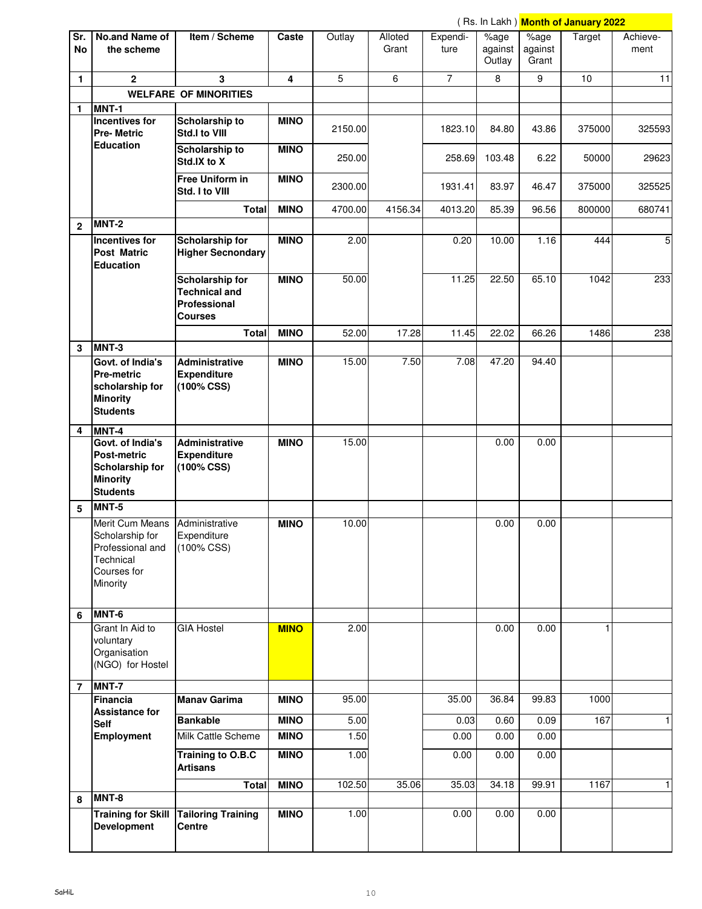( Rs. In Lakh ) **Month of January 2022**

| Sr. No | No.and Name of the scheme | Item / Scheme | Caste | Outlay | Alloted Grant | Expendi-ture | %age against Outlay | %age against Grant | Target | Achieve-ment |
|---|---|---|---|---|---|---|---|---|---|---|
| 1 | 2 | 3 | 4 | 5 | 6 | 7 | 8 | 9 | 10 | 11 |
| | **WELFARE OF MINORITIES** | | | | | | | | | |
| 1 | **MNT-1** | | | | | | | | | |
| | **Incentives for Pre- Metric Education** | **Scholarship to Std.I to VIII** | **MINO** | 2150.00 | | 1823.10 | 84.80 | 43.86 | 375000 | 325593 |
| | | **Scholarship to Std.IX to X** | **MINO** | 250.00 | | 258.69 | 103.48 | 6.22 | 50000 | 29623 |
| | | **Free Uniform in Std. I to VIII** | **MINO** | 2300.00 | | 1931.41 | 83.97 | 46.47 | 375000 | 325525 |
| | | **Total** | **MINO** | 4700.00 | 4156.34 | 4013.20 | 85.39 | 96.56 | 800000 | 680741 |
| 2 | **MNT-2** | | | | | | | | | |
| | **Incentives for Post Matric Education** | **Scholarship for Higher Secnondary** | **MINO** | 2.00 | | 0.20 | 10.00 | 1.16 | 444 | 5 |
| | | **Scholarship for Technical and Professional Courses** | **MINO** | 50.00 | | 11.25 | 22.50 | 65.10 | 1042 | 233 |
| | | **Total** | **MINO** | 52.00 | 17.28 | 11.45 | 22.02 | 66.26 | 1486 | 238 |
| 3 | **MNT-3** | | | | | | | | | |
| | **Govt. of India's Pre-metric scholarship for Minority Students** | **Administrative Expenditure (100% CSS)** | **MINO** | 15.00 | 7.50 | 7.08 | 47.20 | 94.40 | | |
| 4 | **MNT-4** | | | | | | | | | |
| | **Govt. of India's Post-metric Scholarship for Minority Students** | **Administrative Expenditure (100% CSS)** | **MINO** | 15.00 | | | 0.00 | 0.00 | | |
| 5 | **MNT-5** | | | | | | | | | |
| | Merit Cum Means Scholarship for Professional and Technical Courses for Minority | Administrative Expenditure (100% CSS) | **MINO** | 10.00 | | | 0.00 | 0.00 | | |
| 6 | **MNT-6** | | | | | | | | | |
| | Grant In Aid to voluntary Organisation (NGO) for Hostel | GIA Hostel | **MINO** | 2.00 | | | 0.00 | 0.00 | 1 | |
| 7 | **MNT-7** | | | | | | | | | |
| | **Financia Assistance for Self Employment** | **Manav Garima** | **MINO** | 95.00 | | 35.00 | 36.84 | 99.83 | 1000 | |
| | | **Bankable** | **MINO** | 5.00 | | 0.03 | 0.60 | 0.09 | 167 | 1 |
| | | Milk Cattle Scheme | **MINO** | 1.50 | | 0.00 | 0.00 | 0.00 | | |
| | | **Training to O.B.C Artisans** | **MINO** | 1.00 | | 0.00 | 0.00 | 0.00 | | |
| | | **Total** | **MINO** | 102.50 | 35.06 | 35.03 | 34.18 | 99.91 | 1167 | 1 |
| 8 | **MNT-8** | | | | | | | | | |
| | **Training for Skill Development** | **Tailoring Training Centre** | **MINO** | 1.00 | | 0.00 | 0.00 | 0.00 | | |

SaHiL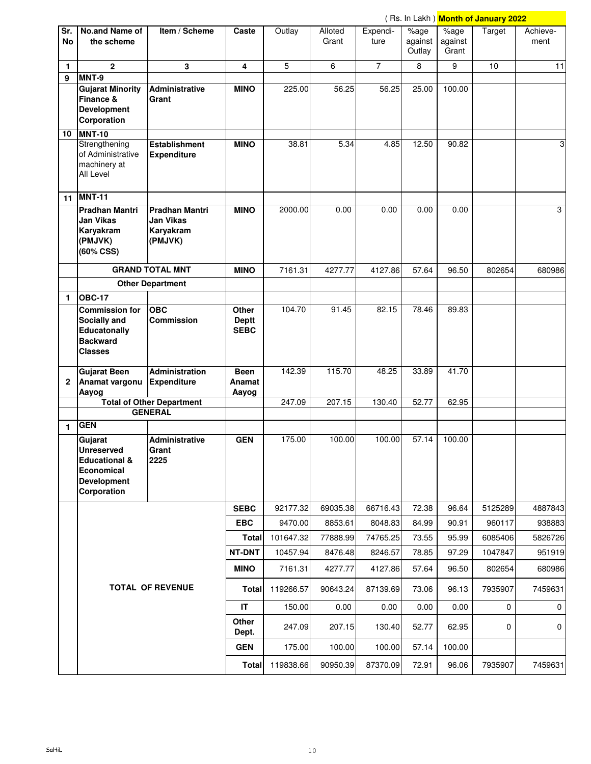( Rs. In Lakh ) **Month of January 2022**

| Sr. No | No.and Name of the scheme | Item / Scheme | Caste | Outlay | Alloted Grant | Expendi-ture | %age against Outlay | %age against Grant | Target | Achieve-ment |
|---|---|---|---|---|---|---|---|---|---|---|
| 1 | 2 | 3 | 4 | 5 | 6 | 7 | 8 | 9 | 10 | 11 |
| 9 | **MNT-9** | | | | | | | | | |
| | **Gujarat Minority Finance & Development Corporation** | **Administrative Grant** | **MINO** | 225.00 | 56.25 | 56.25 | 25.00 | 100.00 | | |
| 10 | **MNT-10** | | | | | | | | | |
| | Strengthening of Administrative machinery at All Level | **Establishment Expenditure** | **MINO** | 38.81 | 5.34 | 4.85 | 12.50 | 90.82 | | 3 |
| 11 | **MNT-11** | | | | | | | | | |
| | **Pradhan Mantri Jan Vikas Karyakram (PMJVK) (60% CSS)** | **Pradhan Mantri Jan Vikas Karyakram (PMJVK)** | **MINO** | 2000.00 | 0.00 | 0.00 | 0.00 | 0.00 | | 3 |
| | **GRAND TOTAL MNT** | | **MINO** | 7161.31 | 4277.77 | 4127.86 | 57.64 | 96.50 | 802654 | 680986 |
| | **Other Department** | | | | | | | | | |
| 1 | **OBC-17** | | | | | | | | | |
| | **Commission for Socially and Educatonally Backward Classes** | **OBC Commission** | **Other Deptt SEBC** | 104.70 | 91.45 | 82.15 | 78.46 | 89.83 | | |
| 2 | **Gujarat Been Anamat vargonu Aayog** | **Administration Expenditure** | **Been Anamat Aayog** | 142.39 | 115.70 | 48.25 | 33.89 | 41.70 | | |
| | **Total of Other Department** | | | 247.09 | 207.15 | 130.40 | 52.77 | 62.95 | | |
| | **GENERAL** | | | | | | | | | |
| 1 | **GEN** | | | | | | | | | |
| | **Gujarat Unreserved Educational & Economical Development Corporation** | **Administrative Grant 2225** | **GEN** | 175.00 | 100.00 | 100.00 | 57.14 | 100.00 | | |
| | **TOTAL OF REVENUE** | | **SEBC** | 92177.32 | 69035.38 | 66716.43 | 72.38 | 96.64 | 5125289 | 4887843 |
| | | | **EBC** | 9470.00 | 8853.61 | 8048.83 | 84.99 | 90.91 | 960117 | 938883 |
| | | | **Total** | 101647.32 | 77888.99 | 74765.25 | 73.55 | 95.99 | 6085406 | 5826726 |
| | | | **NT-DNT** | 10457.94 | 8476.48 | 8246.57 | 78.85 | 97.29 | 1047847 | 951919 |
| | | | **MINO** | 7161.31 | 4277.77 | 4127.86 | 57.64 | 96.50 | 802654 | 680986 |
| | | | **Total** | 119266.57 | 90643.24 | 87139.69 | 73.06 | 96.13 | 7935907 | 7459631 |
| | | | **IT** | 150.00 | 0.00 | 0.00 | 0.00 | 0.00 | 0 | 0 |
| | | | **Other Dept.** | 247.09 | 207.15 | 130.40 | 52.77 | 62.95 | 0 | 0 |
| | | | **GEN** | 175.00 | 100.00 | 100.00 | 57.14 | 100.00 | | |
| | | | **Total** | 119838.66 | 90950.39 | 87370.09 | 72.91 | 96.06 | 7935907 | 7459631 |

SaHiL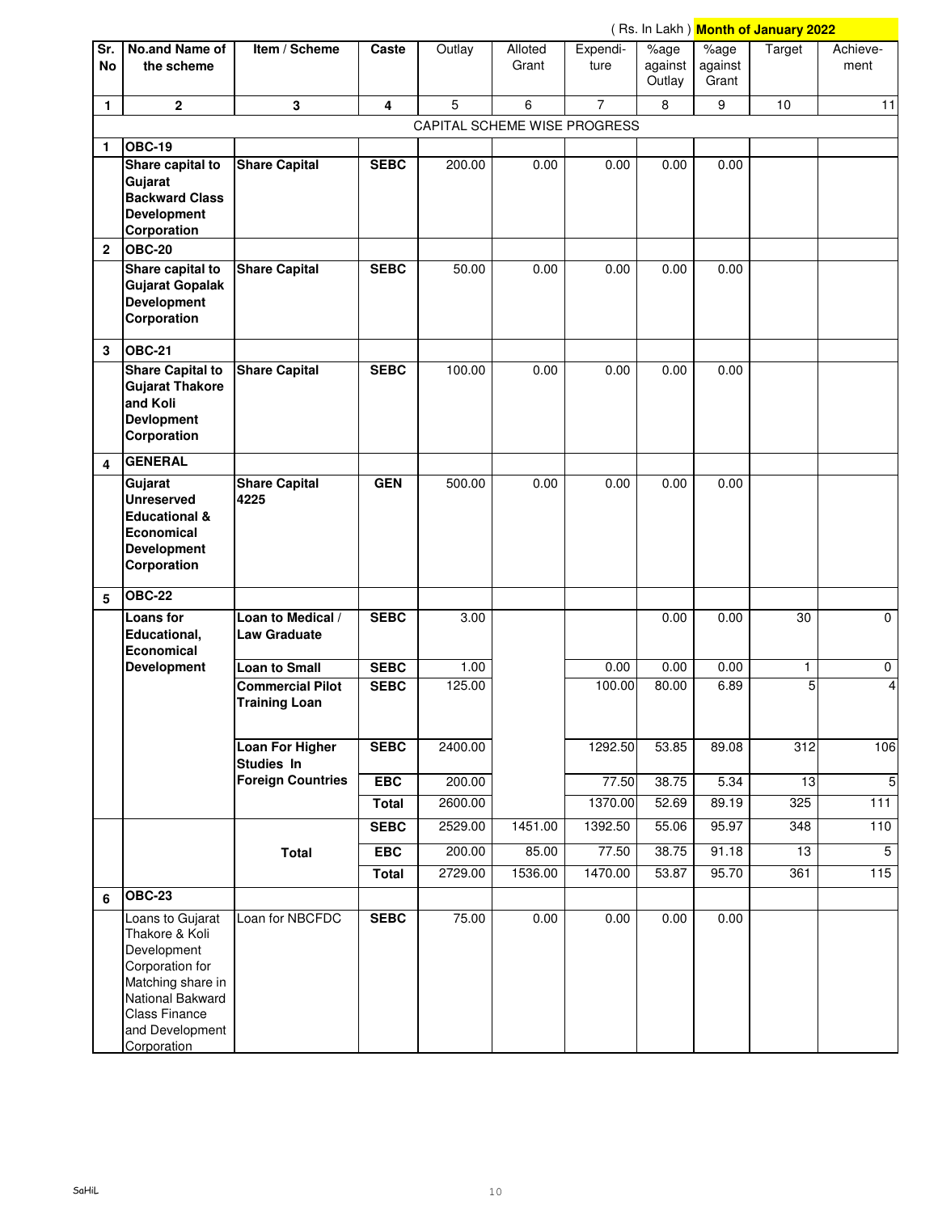( Rs. In Lakh ) **Month of January 2022**

| Sr. No | No.and Name of the scheme | Item / Scheme | Caste | Outlay | Alloted Grant | Expendi-ture | %age against Outlay | %age against Grant | Target | Achieve-ment |
|---|---|---|---|---|---|---|---|---|---|---|
| 1 | 2 | 3 | 4 | 5 | 6 | 7 | 8 | 9 | 10 | 11 |
| | | | | CAPITAL SCHEME WISE PROGRESS | | | | | | |
| 1 | **OBC-19** | | | | | | | | | |
| | **Share capital to Gujarat Backward Class Development Corporation** | **Share Capital** | **SEBC** | 200.00 | 0.00 | 0.00 | 0.00 | 0.00 | | |
| 2 | **OBC-20** | | | | | | | | | |
| | **Share capital to Gujarat Gopalak Development Corporation** | **Share Capital** | **SEBC** | 50.00 | 0.00 | 0.00 | 0.00 | 0.00 | | |
| 3 | **OBC-21** | | | | | | | | | |
| | **Share Capital to Gujarat Thakore and Koli Devlopment Corporation** | **Share Capital** | **SEBC** | 100.00 | 0.00 | 0.00 | 0.00 | 0.00 | | |
| 4 | **GENERAL** | | | | | | | | | |
| | **Gujarat Unreserved Educational & Economical Development Corporation** | **Share Capital 4225** | **GEN** | 500.00 | 0.00 | 0.00 | 0.00 | 0.00 | | |
| 5 | **OBC-22** | | | | | | | | | |
| | **Loans for Educational, Economical Development** | **Loan to Medical / Law Graduate** | **SEBC** | 3.00 | | | 0.00 | 0.00 | 30 | 0 |
| | | **Loan to Small** | **SEBC** | 1.00 | | 0.00 | 0.00 | 0.00 | 1 | 0 |
| | | **Commercial Pilot Training Loan** | **SEBC** | 125.00 | | 100.00 | 80.00 | 6.89 | 5 | 4 |
| | | **Loan For Higher Studies In Foreign Countries** | **SEBC** | 2400.00 | | 1292.50 | 53.85 | 89.08 | 312 | 106 |
| | | | **EBC** | 200.00 | | 77.50 | 38.75 | 5.34 | 13 | 5 |
| | | | **Total** | 2600.00 | | 1370.00 | 52.69 | 89.19 | 325 | 111 |
| | | **Total** | **SEBC** | 2529.00 | 1451.00 | 1392.50 | 55.06 | 95.97 | 348 | 110 |
| | | | **EBC** | 200.00 | 85.00 | 77.50 | 38.75 | 91.18 | 13 | 5 |
| | | | **Total** | 2729.00 | 1536.00 | 1470.00 | 53.87 | 95.70 | 361 | 115 |
| 6 | **OBC-23** | | | | | | | | | |
| | Loans to Gujarat Thakore & Koli Development Corporation for Matching share in National Bakward Class Finance and Development Corporation | Loan for NBCFDC | **SEBC** | 75.00 | 0.00 | 0.00 | 0.00 | 0.00 | | |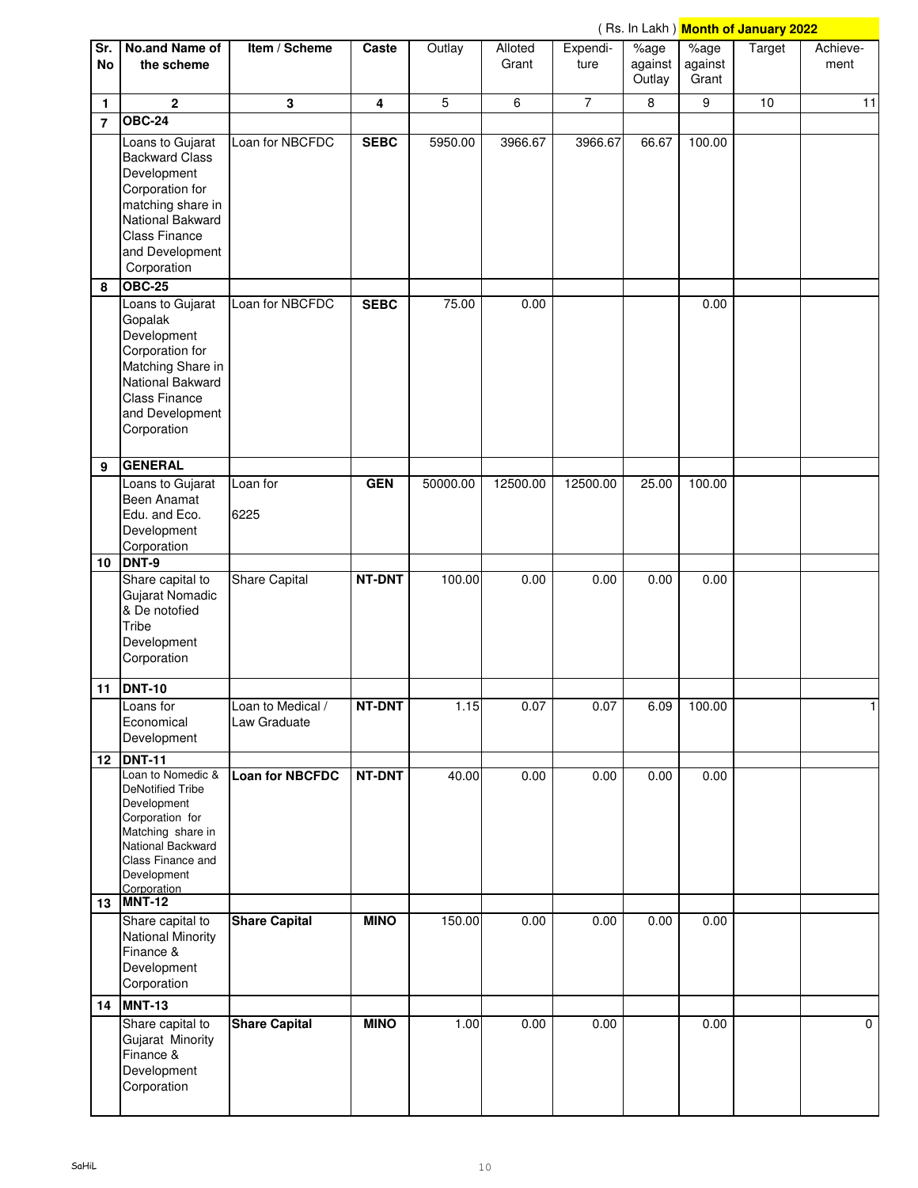( Rs. In Lakh ) **Month of January 2022**

| Sr. No | No.and Name of the scheme | Item / Scheme | Caste | Outlay | Alloted Grant | Expendi-ture | %age against Outlay | %age against Grant | Target | Achieve-ment |
|---|---|---|---|---|---|---|---|---|---|---|
| 1 | 2 | 3 | 4 | 5 | 6 | 7 | 8 | 9 | 10 | 11 |
| 7 | **OBC-24** | | | | | | | | | |
| | Loans to Gujarat Backward Class Development Corporation for matching share in National Bakward Class Finance and Development Corporation | Loan for NBCFDC | **SEBC** | 5950.00 | 3966.67 | 3966.67 | 66.67 | 100.00 | | |
| 8 | **OBC-25** | | | | | | | | | |
| | Loans to Gujarat Gopalak Development Corporation for Matching Share in National Bakward Class Finance and Development Corporation | Loan for NBCFDC | **SEBC** | 75.00 | 0.00 | | | 0.00 | | |
| 9 | **GENERAL** | | | | | | | | | |
| | Loans to Gujarat Been Anamat Edu. and Eco. Development Corporation | Loan for 6225 | **GEN** | 50000.00 | 12500.00 | 12500.00 | 25.00 | 100.00 | | |
| 10 | **DNT-9** | | | | | | | | | |
| | Share capital to Gujarat Nomadic & De notofied Tribe Development Corporation | Share Capital | **NT-DNT** | 100.00 | 0.00 | 0.00 | 0.00 | 0.00 | | |
| 11 | **DNT-10** | | | | | | | | | |
| | Loans for Economical Development | Loan to Medical / Law Graduate | **NT-DNT** | 1.15 | 0.07 | 0.07 | 6.09 | 100.00 | | 1 |
| 12 | **DNT-11** | | | | | | | | | |
| | Loan to Nomedic & DeNotified Tribe Development Corporation for Matching share in National Backward Class Finance and Development Corporation | **Loan for NBCFDC** | **NT-DNT** | 40.00 | 0.00 | 0.00 | 0.00 | 0.00 | | |
| 13 | **MNT-12** | | | | | | | | | |
| | Share capital to National Minority Finance & Development Corporation | **Share Capital** | **MINO** | 150.00 | 0.00 | 0.00 | 0.00 | 0.00 | | |
| 14 | **MNT-13** | | | | | | | | | |
| | Share capital to Gujarat Minority Finance & Development Corporation | **Share Capital** | **MINO** | 1.00 | 0.00 | 0.00 | | 0.00 | | 0 |

SaHiL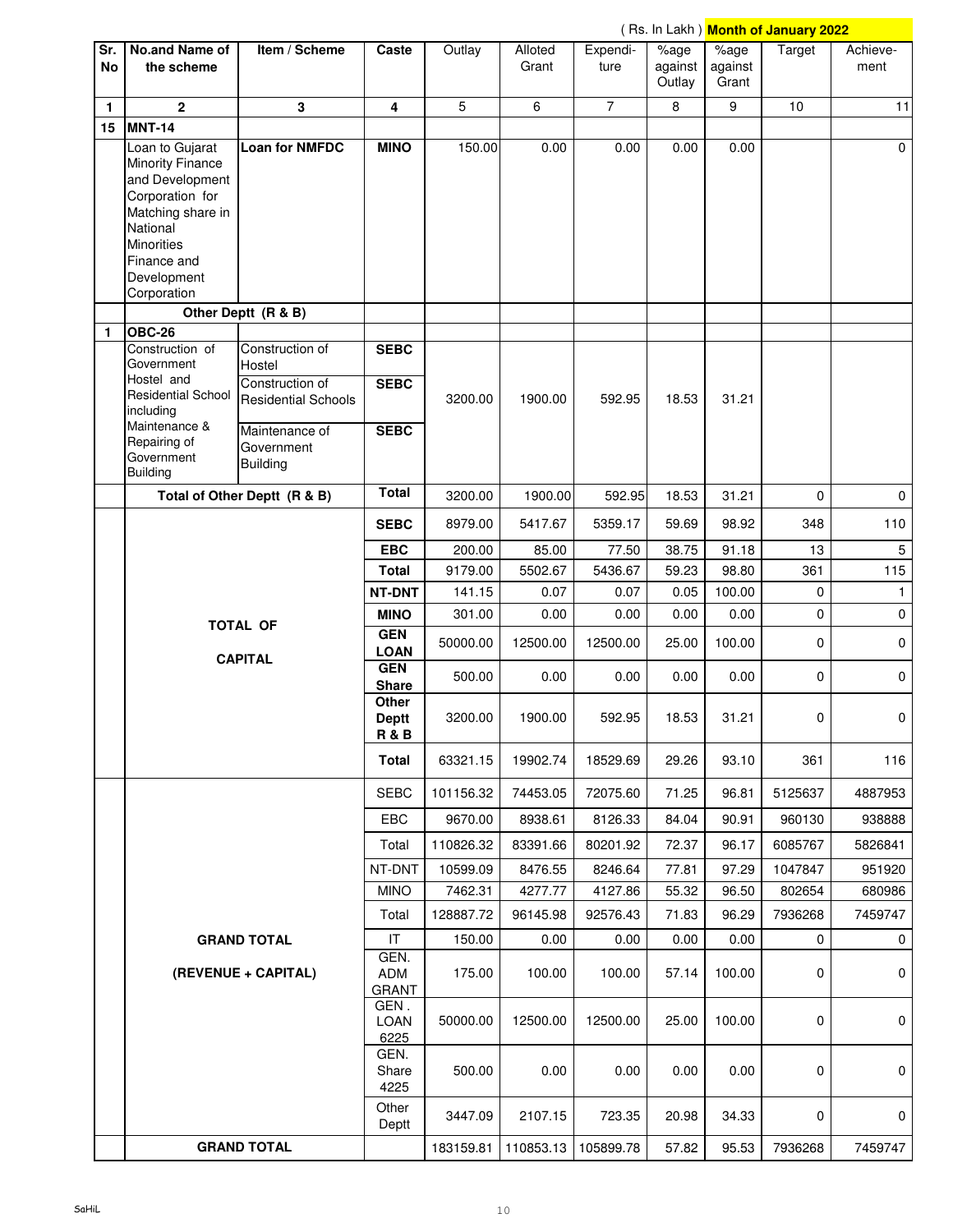( Rs. In Lakh ) **Month of January 2022**

| Sr. No | No.and Name of the scheme | Item / Scheme | Caste | Outlay | Alloted Grant | Expendi-ture | %age against Outlay | %age against Grant | Target | Achieve-ment |
|---|---|---|---|---|---|---|---|---|---|---|
| 1 | 2 | 3 | 4 | 5 | 6 | 7 | 8 | 9 | 10 | 11 |
| 15 | **MNT-14** | | | | | | | | | |
| | Loan to Gujarat Minority Finance and Development Corporation for Matching share in National Minorities Finance and Development Corporation | **Loan for NMFDC** | **MINO** | 150.00 | 0.00 | 0.00 | 0.00 | 0.00 | | 0 |
| | **Other Deptt (R & B)** | | | | | | | | | |
| 1 | **OBC-26** | | | | | | | | | |
| | Construction of Government Hostel and Residential School including Maintenance & Repairing of Government Building | Construction of Hostel | **SEBC** | 3200.00 | 1900.00 | 592.95 | 18.53 | 31.21 | | |
| | | Construction of Residential Schools | **SEBC** | | | | | | | |
| | | Maintenance of Government Building | **SEBC** | | | | | | | |
| | **Total of Other Deptt (R & B)** | | **Total** | 3200.00 | 1900.00 | 592.95 | 18.53 | 31.21 | 0 | 0 |
| | **TOTAL OF CAPITAL** | | **SEBC** | 8979.00 | 5417.67 | 5359.17 | 59.69 | 98.92 | 348 | 110 |
| | | | **EBC** | 200.00 | 85.00 | 77.50 | 38.75 | 91.18 | 13 | 5 |
| | | | **Total** | 9179.00 | 5502.67 | 5436.67 | 59.23 | 98.80 | 361 | 115 |
| | | | **NT-DNT** | 141.15 | 0.07 | 0.07 | 0.05 | 100.00 | 0 | 1 |
| | | | **MINO** | 301.00 | 0.00 | 0.00 | 0.00 | 0.00 | 0 | 0 |
| | | | **GEN LOAN** | 50000.00 | 12500.00 | 12500.00 | 25.00 | 100.00 | 0 | 0 |
| | | | **GEN Share** | 500.00 | 0.00 | 0.00 | 0.00 | 0.00 | 0 | 0 |
| | | | **Other Deptt R & B** | 3200.00 | 1900.00 | 592.95 | 18.53 | 31.21 | 0 | 0 |
| | | | **Total** | 63321.15 | 19902.74 | 18529.69 | 29.26 | 93.10 | 361 | 116 |
| | **GRAND TOTAL (REVENUE + CAPITAL)** | | SEBC | 101156.32 | 74453.05 | 72075.60 | 71.25 | 96.81 | 5125637 | 4887953 |
| | | | EBC | 9670.00 | 8938.61 | 8126.33 | 84.04 | 90.91 | 960130 | 938888 |
| | | | Total | 110826.32 | 83391.66 | 80201.92 | 72.37 | 96.17 | 6085767 | 5826841 |
| | | | NT-DNT | 10599.09 | 8476.55 | 8246.64 | 77.81 | 97.29 | 1047847 | 951920 |
| | | | MINO | 7462.31 | 4277.77 | 4127.86 | 55.32 | 96.50 | 802654 | 680986 |
| | | | Total | 128887.72 | 96145.98 | 92576.43 | 71.83 | 96.29 | 7936268 | 7459747 |
| | | | IT | 150.00 | 0.00 | 0.00 | 0.00 | 0.00 | 0 | 0 |
| | | | GEN. ADM GRANT | 175.00 | 100.00 | 100.00 | 57.14 | 100.00 | 0 | 0 |
| | | | GEN . LOAN 6225 | 50000.00 | 12500.00 | 12500.00 | 25.00 | 100.00 | 0 | 0 |
| | | | GEN. Share 4225 | 500.00 | 0.00 | 0.00 | 0.00 | 0.00 | 0 | 0 |
| | | | Other Deptt | 3447.09 | 2107.15 | 723.35 | 20.98 | 34.33 | 0 | 0 |
| | **GRAND TOTAL** | | | 183159.81 | 110853.13 | 105899.78 | 57.82 | 95.53 | 7936268 | 7459747 |

SaHiL